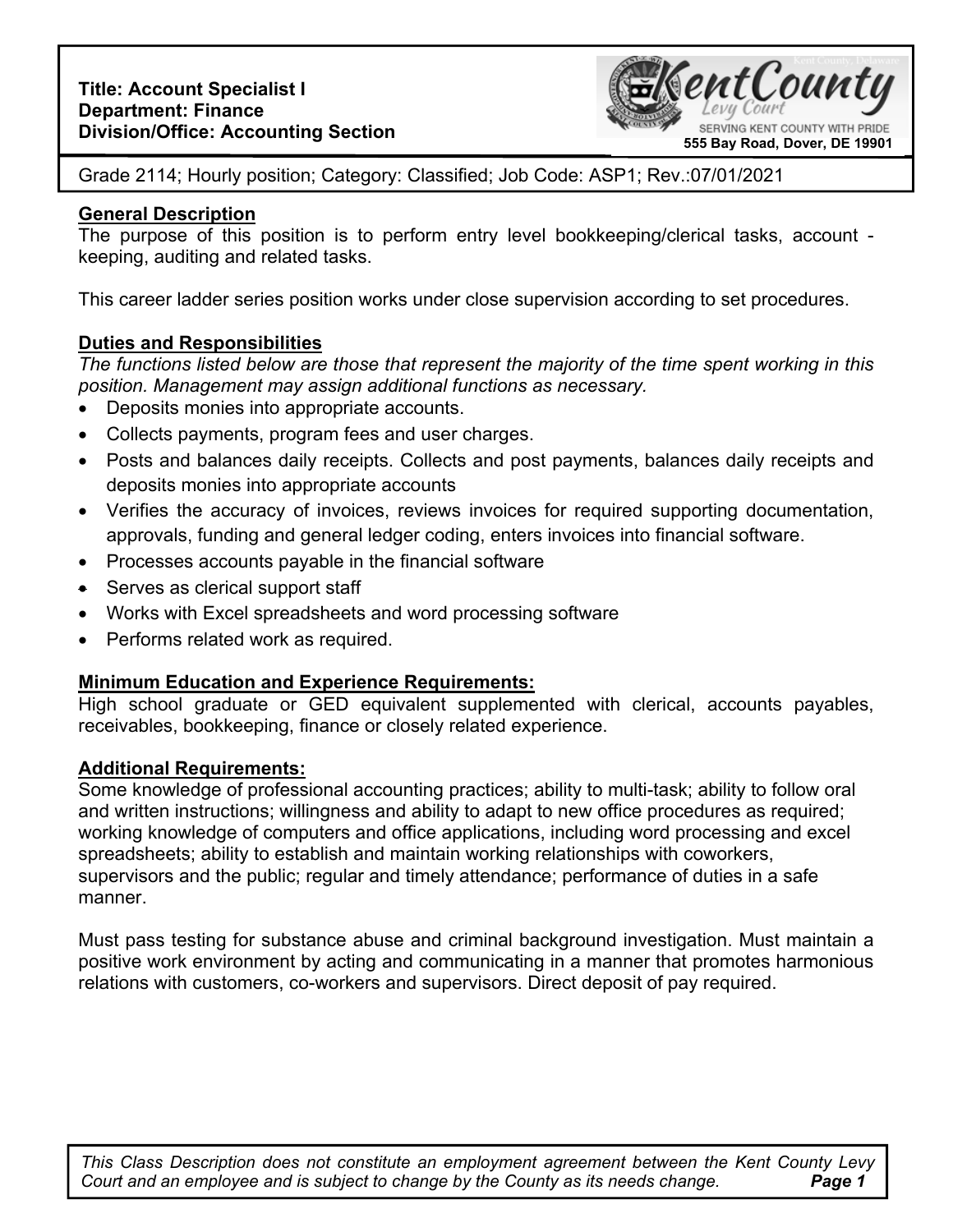**Title: Account Specialist I**
**Department: Finance**
**Division/Office: Accounting Section**

KentCounty Levy Court
SERVING KENT COUNTY WITH PRIDE
**555 Bay Road, Dover, DE 19901**

Grade 2114; Hourly position; Category: Classified; Job Code: ASP1; Rev.:07/01/2021

## General Description

The purpose of this position is to perform entry level bookkeeping/clerical tasks, account - keeping, auditing and related tasks.

This career ladder series position works under close supervision according to set procedures.

## Duties and Responsibilities

*The functions listed below are those that represent the majority of the time spent working in this position. Management may assign additional functions as necessary.*

- Deposits monies into appropriate accounts.
- Collects payments, program fees and user charges.
- Posts and balances daily receipts. Collects and post payments, balances daily receipts and deposits monies into appropriate accounts
- Verifies the accuracy of invoices, reviews invoices for required supporting documentation, approvals, funding and general ledger coding, enters invoices into financial software.
- Processes accounts payable in the financial software
- Serves as clerical support staff
- Works with Excel spreadsheets and word processing software
- Performs related work as required.

## Minimum Education and Experience Requirements:

High school graduate or GED equivalent supplemented with clerical, accounts payables, receivables, bookkeeping, finance or closely related experience.

## Additional Requirements:

Some knowledge of professional accounting practices; ability to multi-task; ability to follow oral and written instructions; willingness and ability to adapt to new office procedures as required; working knowledge of computers and office applications, including word processing and excel spreadsheets; ability to establish and maintain working relationships with coworkers, supervisors and the public; regular and timely attendance; performance of duties in a safe manner.

Must pass testing for substance abuse and criminal background investigation. Must maintain a positive work environment by acting and communicating in a manner that promotes harmonious relations with customers, co-workers and supervisors. Direct deposit of pay required.

*This Class Description does not constitute an employment agreement between the Kent County Levy Court and an employee and is subject to change by the County as its needs change.*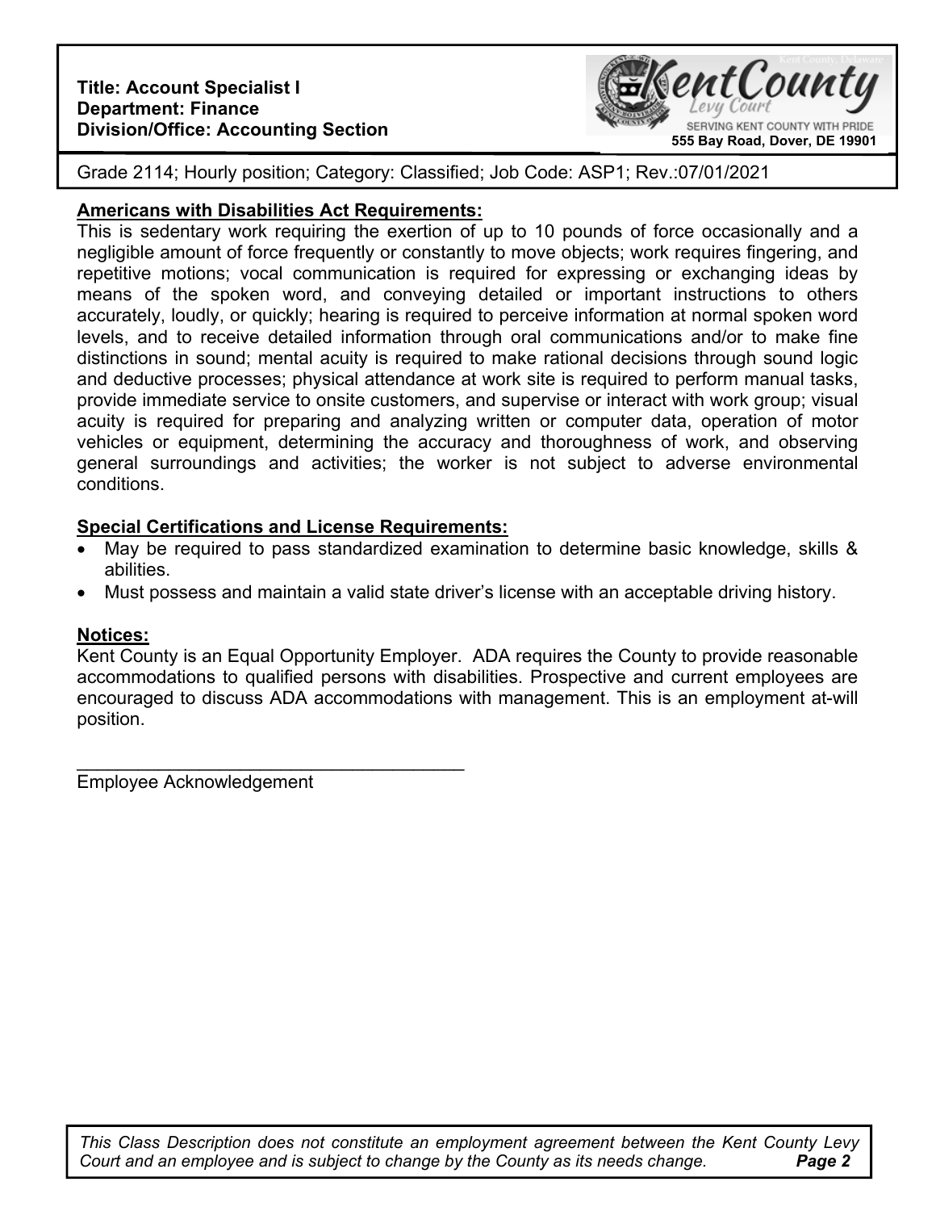**Title: Account Specialist I**
**Department: Finance**
**Division/Office: Accounting Section**

555 Bay Road, Dover, DE 19901

Grade 2114; Hourly position; Category: Classified; Job Code: ASP1; Rev.:07/01/2021

## Americans with Disabilities Act Requirements:

This is sedentary work requiring the exertion of up to 10 pounds of force occasionally and a negligible amount of force frequently or constantly to move objects; work requires fingering, and repetitive motions; vocal communication is required for expressing or exchanging ideas by means of the spoken word, and conveying detailed or important instructions to others accurately, loudly, or quickly; hearing is required to perceive information at normal spoken word levels, and to receive detailed information through oral communications and/or to make fine distinctions in sound; mental acuity is required to make rational decisions through sound logic and deductive processes; physical attendance at work site is required to perform manual tasks, provide immediate service to onsite customers, and supervise or interact with work group; visual acuity is required for preparing and analyzing written or computer data, operation of motor vehicles or equipment, determining the accuracy and thoroughness of work, and observing general surroundings and activities; the worker is not subject to adverse environmental conditions.

## Special Certifications and License Requirements:

- May be required to pass standardized examination to determine basic knowledge, skills & abilities.
- Must possess and maintain a valid state driver's license with an acceptable driving history.

## Notices:

Kent County is an Equal Opportunity Employer. ADA requires the County to provide reasonable accommodations to qualified persons with disabilities. Prospective and current employees are encouraged to discuss ADA accommodations with management. This is an employment at-will position.

________________________________________
Employee Acknowledgement

*This Class Description does not constitute an employment agreement between the Kent County Levy Court and an employee and is subject to change by the County as its needs change.*